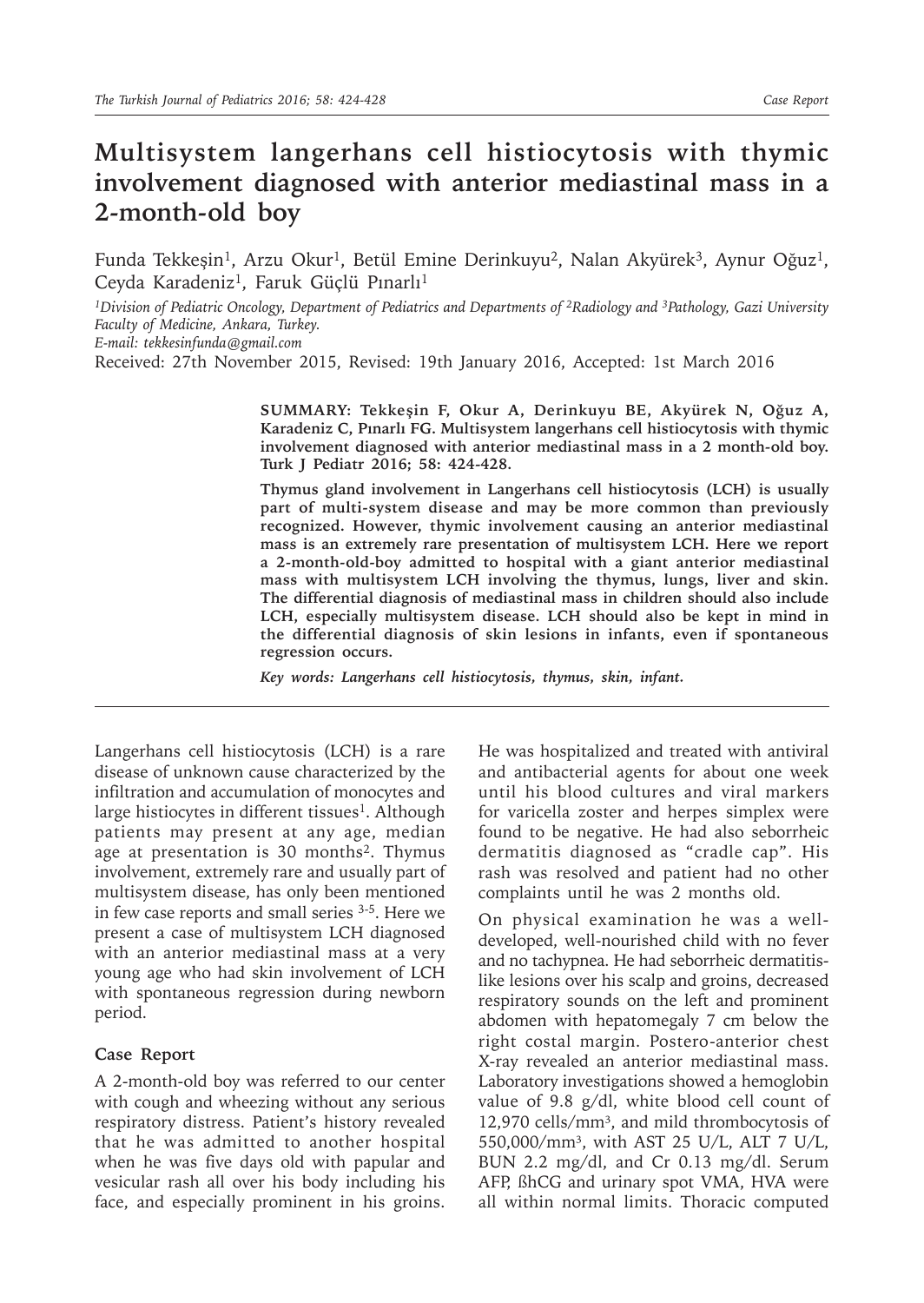# Multisystem langerhans cell histiocytosis with thymic involvement diagnosed with anterior mediastinal mass in a 2-month-old boy

Funda Tekkeşin[1], Arzu Okur[1], Betül Emine Derinkuyu[2], Nalan Akyürek[3], Aynur Oğuz[1], Ceyda Karadeniz[1], Faruk Güçlü Pınarlı[1]

*[1]Division of Pediatric Oncology, Department of Pediatrics and Departments of [2]Radiology and [3]Pathology, Gazi University Faculty of Medicine, Ankara, Turkey.*
*E-mail: tekkesinfunda@gmail.com*

Received: 27th November 2015, Revised: 19th January 2016, Accepted: 1st March 2016

**SUMMARY: Tekkeşin F, Okur A, Derinkuyu BE, Akyürek N, Oğuz A, Karadeniz C, Pınarlı FG. Multisystem langerhans cell histiocytosis with thymic involvement diagnosed with anterior mediastinal mass in a 2 month-old boy. Turk J Pediatr 2016; 58: 424-428.**

**Thymus gland involvement in Langerhans cell histiocytosis (LCH) is usually part of multi-system disease and may be more common than previously recognized. However, thymic involvement causing an anterior mediastinal mass is an extremely rare presentation of multisystem LCH. Here we report a 2-month-old-boy admitted to hospital with a giant anterior mediastinal mass with multisystem LCH involving the thymus, lungs, liver and skin. The differential diagnosis of mediastinal mass in children should also include LCH, especially multisystem disease. LCH should also be kept in mind in the differential diagnosis of skin lesions in infants, even if spontaneous regression occurs.**

***Key words: Langerhans cell histiocytosis, thymus, skin, infant.***

Langerhans cell histiocytosis (LCH) is a rare disease of unknown cause characterized by the infiltration and accumulation of monocytes and large histiocytes in different tissues[1]. Although patients may present at any age, median age at presentation is 30 months[2]. Thymus involvement, extremely rare and usually part of multisystem disease, has only been mentioned in few case reports and small series [3-5]. Here we present a case of multisystem LCH diagnosed with an anterior mediastinal mass at a very young age who had skin involvement of LCH with spontaneous regression during newborn period.

## Case Report

A 2-month-old boy was referred to our center with cough and wheezing without any serious respiratory distress. Patient's history revealed that he was admitted to another hospital when he was five days old with papular and vesicular rash all over his body including his face, and especially prominent in his groins. He was hospitalized and treated with antiviral and antibacterial agents for about one week until his blood cultures and viral markers for varicella zoster and herpes simplex were found to be negative. He had also seborrheic dermatitis diagnosed as "cradle cap". His rash was resolved and patient had no other complaints until he was 2 months old.

On physical examination he was a well-developed, well-nourished child with no fever and no tachypnea. He had seborrheic dermatitis-like lesions over his scalp and groins, decreased respiratory sounds on the left and prominent abdomen with hepatomegaly 7 cm below the right costal margin. Postero-anterior chest X-ray revealed an anterior mediastinal mass. Laboratory investigations showed a hemoglobin value of 9.8 g/dl, white blood cell count of 12,970 cells/mm$^3$, and mild thrombocytosis of 550,000/mm$^3$, with AST 25 U/L, ALT 7 U/L, BUN 2.2 mg/dl, and Cr 0.13 mg/dl. Serum AFP, ßhCG and urinary spot VMA, HVA were all within normal limits. Thoracic computed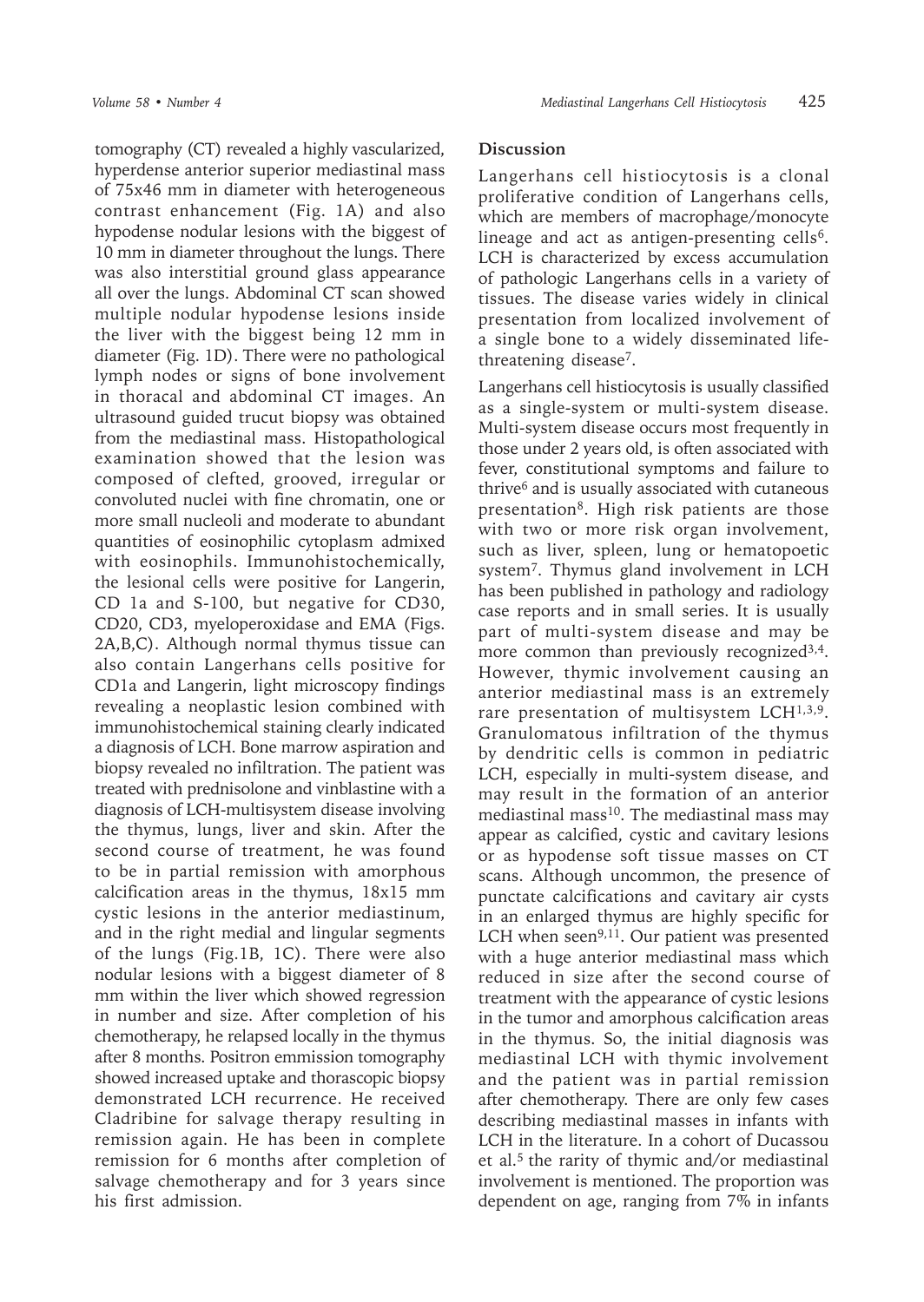tomography (CT) revealed a highly vascularized, hyperdense anterior superior mediastinal mass of 75x46 mm in diameter with heterogeneous contrast enhancement (Fig. 1A) and also hypodense nodular lesions with the biggest of 10 mm in diameter throughout the lungs. There was also interstitial ground glass appearance all over the lungs. Abdominal CT scan showed multiple nodular hypodense lesions inside the liver with the biggest being 12 mm in diameter (Fig. 1D). There were no pathological lymph nodes or signs of bone involvement in thoracal and abdominal CT images. An ultrasound guided trucut biopsy was obtained from the mediastinal mass. Histopathological examination showed that the lesion was composed of clefted, grooved, irregular or convoluted nuclei with fine chromatin, one or more small nucleoli and moderate to abundant quantities of eosinophilic cytoplasm admixed with eosinophils. Immunohistochemically, the lesional cells were positive for Langerin, CD 1a and S-100, but negative for CD30, CD20, CD3, myeloperoxidase and EMA (Figs. 2A,B,C). Although normal thymus tissue can also contain Langerhans cells positive for CD1a and Langerin, light microscopy findings revealing a neoplastic lesion combined with immunohistochemical staining clearly indicated a diagnosis of LCH. Bone marrow aspiration and biopsy revealed no infiltration. The patient was treated with prednisolone and vinblastine with a diagnosis of LCH-multisystem disease involving the thymus, lungs, liver and skin. After the second course of treatment, he was found to be in partial remission with amorphous calcification areas in the thymus, 18x15 mm cystic lesions in the anterior mediastinum, and in the right medial and lingular segments of the lungs (Fig.1B, 1C). There were also nodular lesions with a biggest diameter of 8 mm within the liver which showed regression in number and size. After completion of his chemotherapy, he relapsed locally in the thymus after 8 months. Positron emmission tomography showed increased uptake and thorascopic biopsy demonstrated LCH recurrence. He received Cladribine for salvage therapy resulting in remission again. He has been in complete remission for 6 months after completion of salvage chemotherapy and for 3 years since his first admission.

## Discussion

Langerhans cell histiocytosis is a clonal proliferative condition of Langerhans cells, which are members of macrophage/monocyte lineage and act as antigen-presenting cells[6]. LCH is characterized by excess accumulation of pathologic Langerhans cells in a variety of tissues. The disease varies widely in clinical presentation from localized involvement of a single bone to a widely disseminated life-threatening disease[7].

Langerhans cell histiocytosis is usually classified as a single-system or multi-system disease. Multi-system disease occurs most frequently in those under 2 years old, is often associated with fever, constitutional symptoms and failure to thrive[6] and is usually associated with cutaneous presentation[8]. High risk patients are those with two or more risk organ involvement, such as liver, spleen, lung or hematopoetic system[7]. Thymus gland involvement in LCH has been published in pathology and radiology case reports and in small series. It is usually part of multi-system disease and may be more common than previously recognized[3,4]. However, thymic involvement causing an anterior mediastinal mass is an extremely rare presentation of multisystem LCH[1,3,9]. Granulomatous infiltration of the thymus by dendritic cells is common in pediatric LCH, especially in multi-system disease, and may result in the formation of an anterior mediastinal mass[10]. The mediastinal mass may appear as calcified, cystic and cavitary lesions or as hypodense soft tissue masses on CT scans. Although uncommon, the presence of punctate calcifications and cavitary air cysts in an enlarged thymus are highly specific for LCH when seen[9,11]. Our patient was presented with a huge anterior mediastinal mass which reduced in size after the second course of treatment with the appearance of cystic lesions in the tumor and amorphous calcification areas in the thymus. So, the initial diagnosis was mediastinal LCH with thymic involvement and the patient was in partial remission after chemotherapy. There are only few cases describing mediastinal masses in infants with LCH in the literature. In a cohort of Ducassou et al.[5] the rarity of thymic and/or mediastinal involvement is mentioned. The proportion was dependent on age, ranging from 7% in infants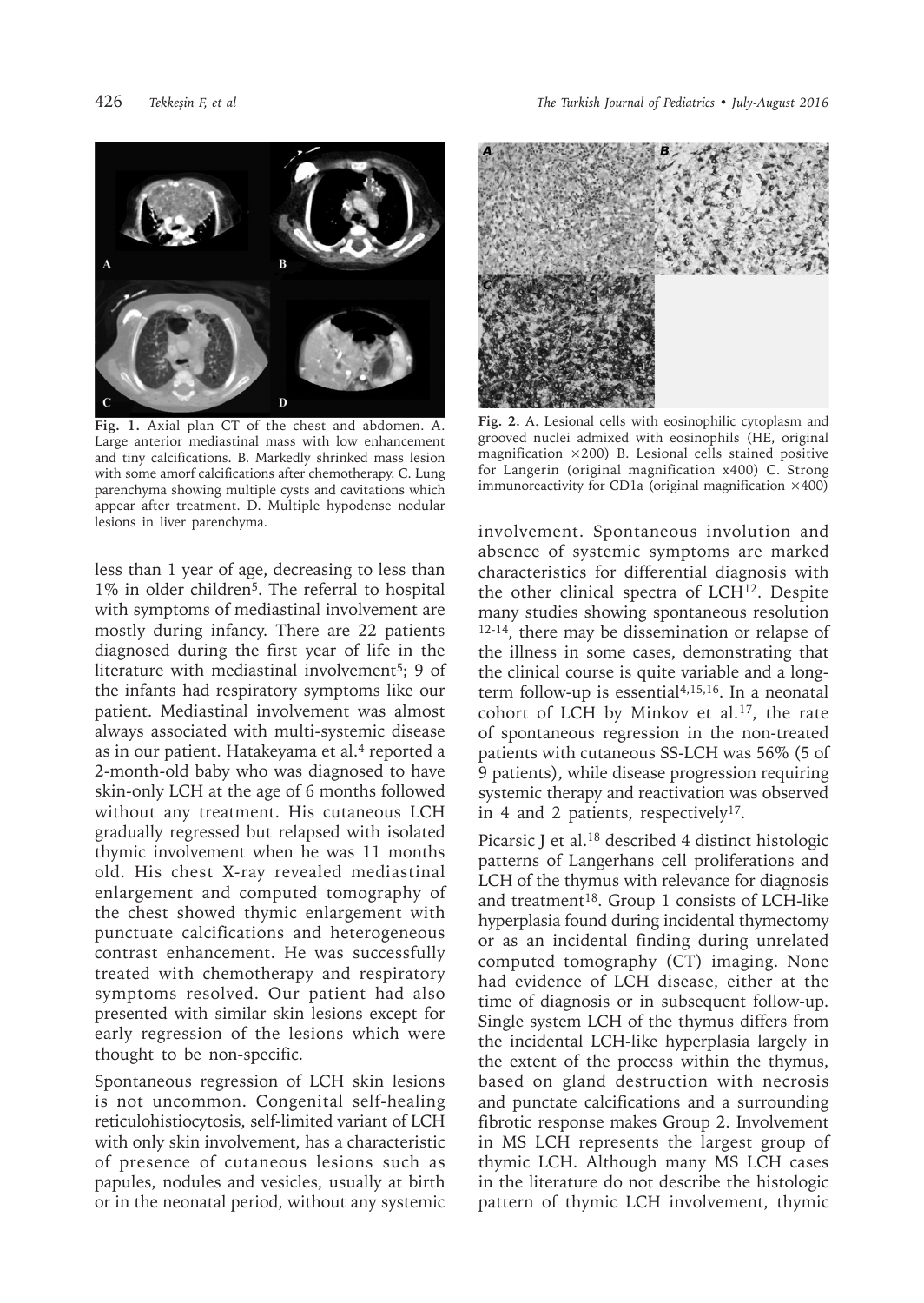Fig. 1. Axial plan CT of the chest and abdomen. A. Large anterior mediastinal mass with low enhancement and tiny calcifications. B. Markedly shrinked mass lesion with some amorf calcifications after chemotherapy. C. Lung parenchyma showing multiple cysts and cavitations which appear after treatment. D. Multiple hypodense nodular lesions in liver parenchyma.

Fig. 2. A. Lesional cells with eosinophilic cytoplasm and grooved nuclei admixed with eosinophils (HE, original magnification ×200) B. Lesional cells stained positive for Langerin (original magnification x400) C. Strong immunoreactivity for CD1a (original magnification ×400)

less than 1 year of age, decreasing to less than 1% in older children[5]. The referral to hospital with symptoms of mediastinal involvement are mostly during infancy. There are 22 patients diagnosed during the first year of life in the literature with mediastinal involvement[5]; 9 of the infants had respiratory symptoms like our patient. Mediastinal involvement was almost always associated with multi-systemic disease as in our patient. Hatakeyama et al.[4] reported a 2-month-old baby who was diagnosed to have skin-only LCH at the age of 6 months followed without any treatment. His cutaneous LCH gradually regressed but relapsed with isolated thymic involvement when he was 11 months old. His chest X-ray revealed mediastinal enlargement and computed tomography of the chest showed thymic enlargement with punctuate calcifications and heterogeneous contrast enhancement. He was successfully treated with chemotherapy and respiratory symptoms resolved. Our patient had also presented with similar skin lesions except for early regression of the lesions which were thought to be non-specific.

Spontaneous regression of LCH skin lesions is not uncommon. Congenital self-healing reticulohistiocytosis, self-limited variant of LCH with only skin involvement, has a characteristic of presence of cutaneous lesions such as papules, nodules and vesicles, usually at birth or in the neonatal period, without any systemic involvement. Spontaneous involution and absence of systemic symptoms are marked characteristics for differential diagnosis with the other clinical spectra of LCH[12]. Despite many studies showing spontaneous resolution [12-14], there may be dissemination or relapse of the illness in some cases, demonstrating that the clinical course is quite variable and a long-term follow-up is essential[4,15,16]. In a neonatal cohort of LCH by Minkov et al.[17], the rate of spontaneous regression in the non-treated patients with cutaneous SS-LCH was 56% (5 of 9 patients), while disease progression requiring systemic therapy and reactivation was observed in 4 and 2 patients, respectively[17].

Picarsic J et al.[18] described 4 distinct histologic patterns of Langerhans cell proliferations and LCH of the thymus with relevance for diagnosis and treatment[18]. Group 1 consists of LCH-like hyperplasia found during incidental thymectomy or as an incidental finding during unrelated computed tomography (CT) imaging. None had evidence of LCH disease, either at the time of diagnosis or in subsequent follow-up. Single system LCH of the thymus differs from the incidental LCH-like hyperplasia largely in the extent of the process within the thymus, based on gland destruction with necrosis and punctate calcifications and a surrounding fibrotic response makes Group 2. Involvement in MS LCH represents the largest group of thymic LCH. Although many MS LCH cases in the literature do not describe the histologic pattern of thymic LCH involvement, thymic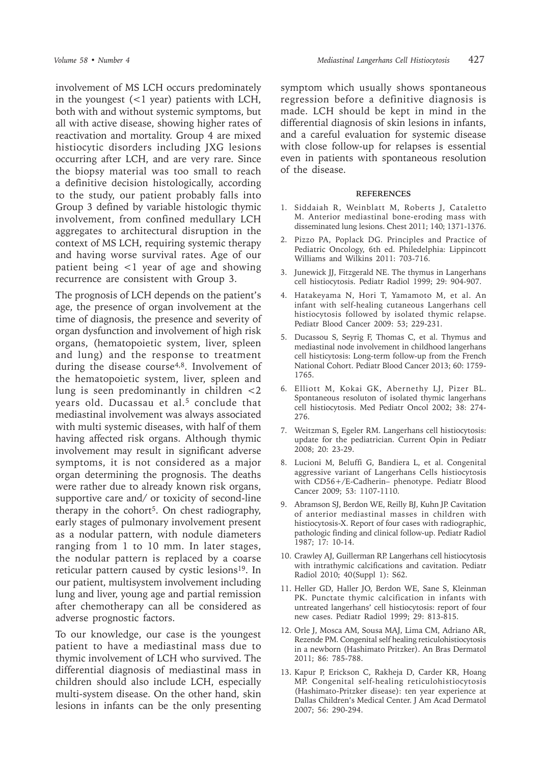involvement of MS LCH occurs predominately in the youngest (<1 year) patients with LCH, both with and without systemic symptoms, but all with active disease, showing higher rates of reactivation and mortality. Group 4 are mixed histiocytic disorders including JXG lesions occurring after LCH, and are very rare. Since the biopsy material was too small to reach a definitive decision histologically, according to the study, our patient probably falls into Group 3 defined by variable histologic thymic involvement, from confined medullary LCH aggregates to architectural disruption in the context of MS LCH, requiring systemic therapy and having worse survival rates. Age of our patient being <1 year of age and showing recurrence are consistent with Group 3.

The prognosis of LCH depends on the patient's age, the presence of organ involvement at the time of diagnosis, the presence and severity of organ dysfunction and involvement of high risk organs, (hematopoietic system, liver, spleen and lung) and the response to treatment during the disease course[4,8]. Involvement of the hematopoietic system, liver, spleen and lung is seen predominantly in children <2 years old. Ducassau et al.[5] conclude that mediastinal involvement was always associated with multi systemic diseases, with half of them having affected risk organs. Although thymic involvement may result in significant adverse symptoms, it is not considered as a major organ determining the prognosis. The deaths were rather due to already known risk organs, supportive care and/ or toxicity of second-line therapy in the cohort[5]. On chest radiography, early stages of pulmonary involvement present as a nodular pattern, with nodule diameters ranging from 1 to 10 mm. In later stages, the nodular pattern is replaced by a coarse reticular pattern caused by cystic lesions[19]. In our patient, multisystem involvement including lung and liver, young age and partial remission after chemotherapy can all be considered as adverse prognostic factors.

To our knowledge, our case is the youngest patient to have a mediastinal mass due to thymic involvement of LCH who survived. The differential diagnosis of mediastinal mass in children should also include LCH, especially multi-system disease. On the other hand, skin lesions in infants can be the only presenting symptom which usually shows spontaneous regression before a definitive diagnosis is made. LCH should be kept in mind in the differential diagnosis of skin lesions in infants, and a careful evaluation for systemic disease with close follow-up for relapses is essential even in patients with spontaneous resolution of the disease.

## REFERENCES

1. Siddaiah R, Weinblatt M, Roberts J, Cataletto M. Anterior mediastinal bone-eroding mass with disseminated lung lesions. Chest 2011; 140; 1371-1376.
2. Pizzo PA, Poplack DG. Principles and Practice of Pediatric Oncology, 6th ed. Philedelphia: Lippincott Williams and Wilkins 2011: 703-716.
3. Junewick JJ, Fitzgerald NE. The thymus in Langerhans cell histiocytosis. Pediatr Radiol 1999; 29: 904-907.
4. Hatakeyama N, Hori T, Yamamoto M, et al. An infant with self-healing cutaneous Langerhans cell histiocytosis followed by isolated thymic relapse. Pediatr Blood Cancer 2009: 53; 229-231.
5. Ducassou S, Seyrig F, Thomas C, et al. Thymus and mediastinal node involvement in childhood langerhans cell histicytosis: Long-term follow-up from the French National Cohort. Pediatr Blood Cancer 2013; 60: 1759-1765.
6. Elliott M, Kokai GK, Abernethy LJ, Pizer BL. Spontaneous resoluton of isolated thymic langerhans cell histiocytosis. Med Pediatr Oncol 2002; 38: 274-276.
7. Weitzman S, Egeler RM. Langerhans cell histiocytosis: update for the pediatrician. Current Opin in Pediatr 2008; 20: 23-29.
8. Lucioni M, Beluffi G, Bandiera L, et al. Congenital aggressive variant of Langerhans Cells histiocytosis with CD56+/E-Cadherin– phenotype. Pediatr Blood Cancer 2009; 53: 1107-1110.
9. Abramson SJ, Berdon WE, Reilly BJ, Kuhn JP. Cavitation of anterior mediastinal masses in children with histiocytosis-X. Report of four cases with radiographic, pathologic finding and clinical follow-up. Pediatr Radiol 1987; 17: 10-14.
10. Crawley AJ, Guillerman RP. Langerhans cell histiocytosis with intrathymic calcifications and cavitation. Pediatr Radiol 2010; 40(Suppl 1): S62.
11. Heller GD, Haller JO, Berdon WE, Sane S, Kleinman PK. Punctate thymic calcification in infants with untreated langerhans' cell histiocytosis: report of four new cases. Pediatr Radiol 1999; 29: 813-815.
12. Orle J, Mosca AM, Sousa MAJ, Lima CM, Adriano AR, Rezende PM. Congenital self healing reticulohistiocytosis in a newborn (Hashimato Pritzker). An Bras Dermatol 2011; 86: 785-788.
13. Kapur P, Erickson C, Rakheja D, Carder KR, Hoang MP. Congenital self-healing reticulohistiocytosis (Hashimato-Pritzker disease): ten year experience at Dallas Children's Medical Center. J Am Acad Dermatol 2007; 56: 290-294.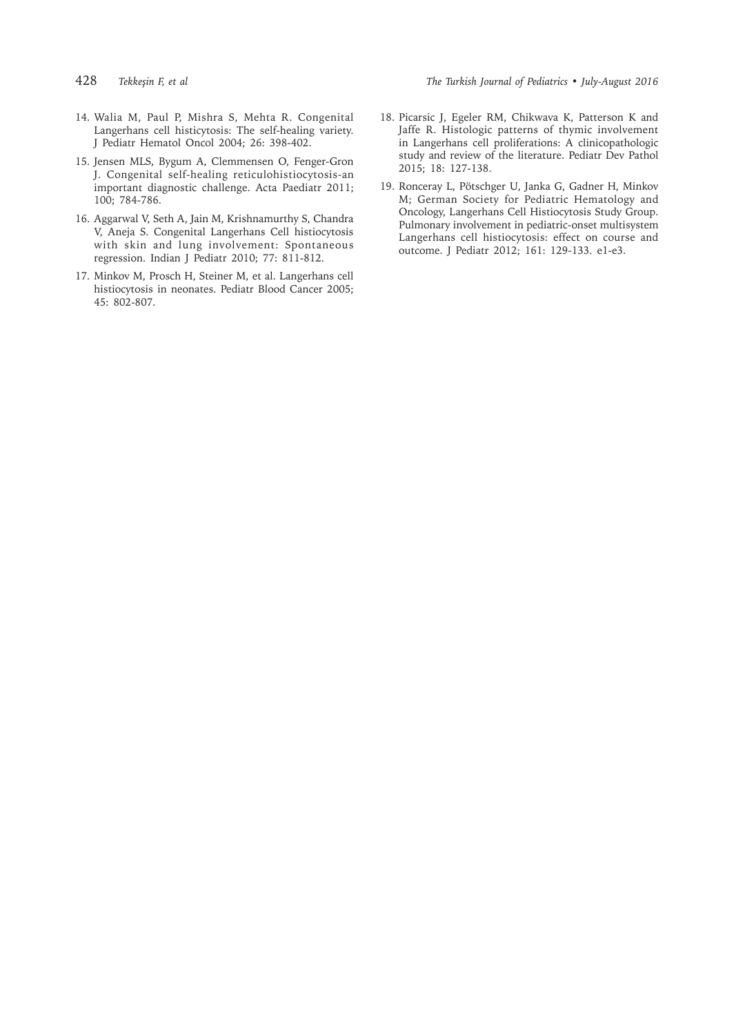14. Walia M, Paul P, Mishra S, Mehta R. Congenital Langerhans cell histicytosis: The self-healing variety. J Pediatr Hematol Oncol 2004; 26: 398-402.

15. Jensen MLS, Bygum A, Clemmensen O, Fenger-Gron J. Congenital self-healing reticulohistiocytosis-an important diagnostic challenge. Acta Paediatr 2011; 100; 784-786.

16. Aggarwal V, Seth A, Jain M, Krishnamurthy S, Chandra V, Aneja S. Congenital Langerhans Cell histiocytosis with skin and lung involvement: Spontaneous regression. Indian J Pediatr 2010; 77: 811-812.

17. Minkov M, Prosch H, Steiner M, et al. Langerhans cell histiocytosis in neonates. Pediatr Blood Cancer 2005; 45: 802-807.

18. Picarsic J, Egeler RM, Chikwava K, Patterson K and Jaffe R. Histologic patterns of thymic involvement in Langerhans cell proliferations: A clinicopathologic study and review of the literature. Pediatr Dev Pathol 2015; 18: 127-138.

19. Ronceray L, Pötschger U, Janka G, Gadner H, Minkov M; German Society for Pediatric Hematology and Oncology, Langerhans Cell Histiocytosis Study Group. Pulmonary involvement in pediatric-onset multisystem Langerhans cell histiocytosis: effect on course and outcome. J Pediatr 2012; 161: 129-133. e1-e3.